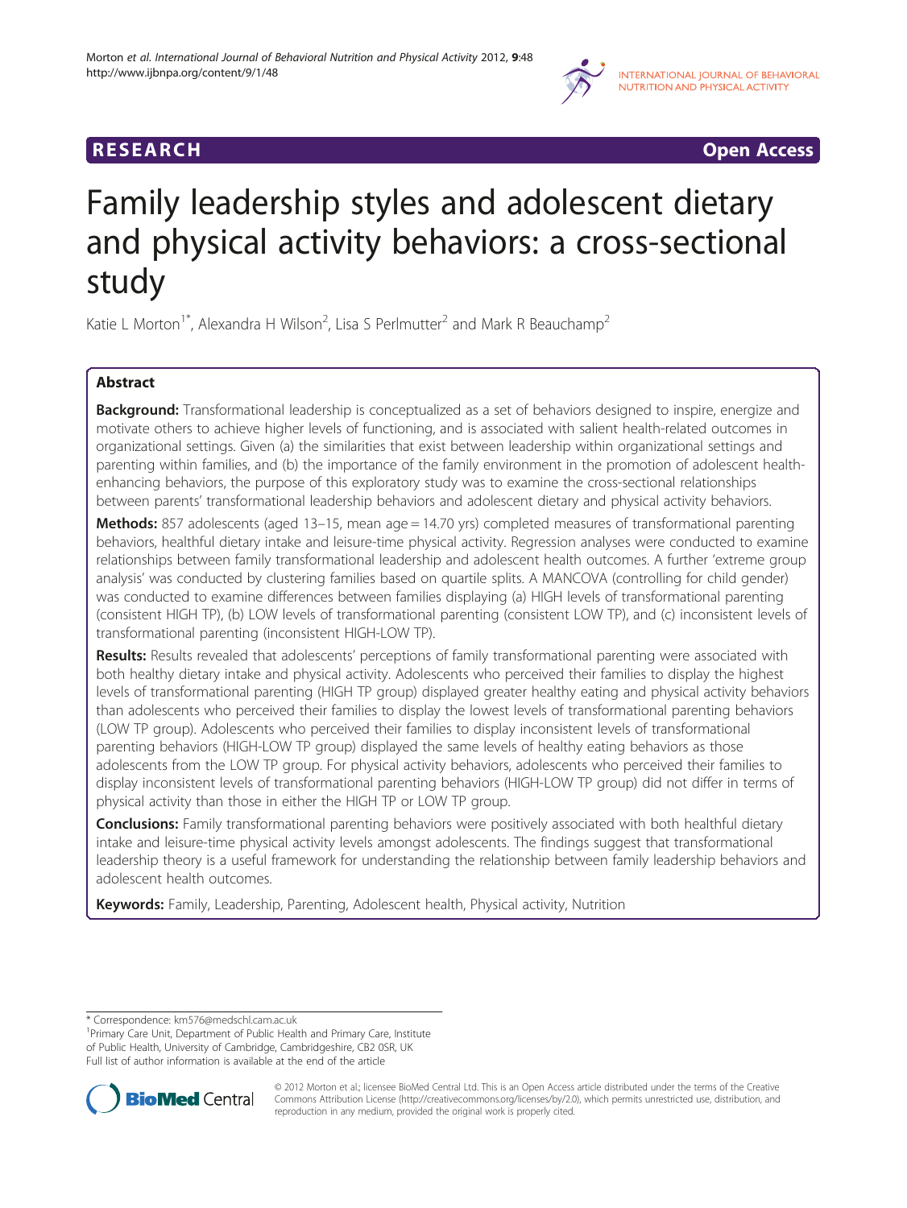RESEARCH Open Access

# Family leadership styles and adolescent dietary and physical activity behaviors: a cross-sectional study

Katie L Morton[1*], Alexandra H Wilson[2], Lisa S Perlmutter[2] and Mark R Beauchamp[2]

## Abstract

**Background:** Transformational leadership is conceptualized as a set of behaviors designed to inspire, energize and motivate others to achieve higher levels of functioning, and is associated with salient health-related outcomes in organizational settings. Given (a) the similarities that exist between leadership within organizational settings and parenting within families, and (b) the importance of the family environment in the promotion of adolescent health-enhancing behaviors, the purpose of this exploratory study was to examine the cross-sectional relationships between parents' transformational leadership behaviors and adolescent dietary and physical activity behaviors.

**Methods:** 857 adolescents (aged 13–15, mean age = 14.70 yrs) completed measures of transformational parenting behaviors, healthful dietary intake and leisure-time physical activity. Regression analyses were conducted to examine relationships between family transformational leadership and adolescent health outcomes. A further 'extreme group analysis' was conducted by clustering families based on quartile splits. A MANCOVA (controlling for child gender) was conducted to examine differences between families displaying (a) HIGH levels of transformational parenting (consistent HIGH TP), (b) LOW levels of transformational parenting (consistent LOW TP), and (c) inconsistent levels of transformational parenting (inconsistent HIGH-LOW TP).

**Results:** Results revealed that adolescents' perceptions of family transformational parenting were associated with both healthy dietary intake and physical activity. Adolescents who perceived their families to display the highest levels of transformational parenting (HIGH TP group) displayed greater healthy eating and physical activity behaviors than adolescents who perceived their families to display the lowest levels of transformational parenting behaviors (LOW TP group). Adolescents who perceived their families to display inconsistent levels of transformational parenting behaviors (HIGH-LOW TP group) displayed the same levels of healthy eating behaviors as those adolescents from the LOW TP group. For physical activity behaviors, adolescents who perceived their families to display inconsistent levels of transformational parenting behaviors (HIGH-LOW TP group) did not differ in terms of physical activity than those in either the HIGH TP or LOW TP group.

**Conclusions:** Family transformational parenting behaviors were positively associated with both healthful dietary intake and leisure-time physical activity levels amongst adolescents. The findings suggest that transformational leadership theory is a useful framework for understanding the relationship between family leadership behaviors and adolescent health outcomes.

**Keywords:** Family, Leadership, Parenting, Adolescent health, Physical activity, Nutrition

\* Correspondence: km576@medschl.cam.ac.uk

[1]Primary Care Unit, Department of Public Health and Primary Care, Institute of Public Health, University of Cambridge, Cambridgeshire, CB2 0SR, UK

Full list of author information is available at the end of the article

© 2012 Morton et al.; licensee BioMed Central Ltd. This is an Open Access article distributed under the terms of the Creative Commons Attribution License (http://creativecommons.org/licenses/by/2.0), which permits unrestricted use, distribution, and reproduction in any medium, provided the original work is properly cited.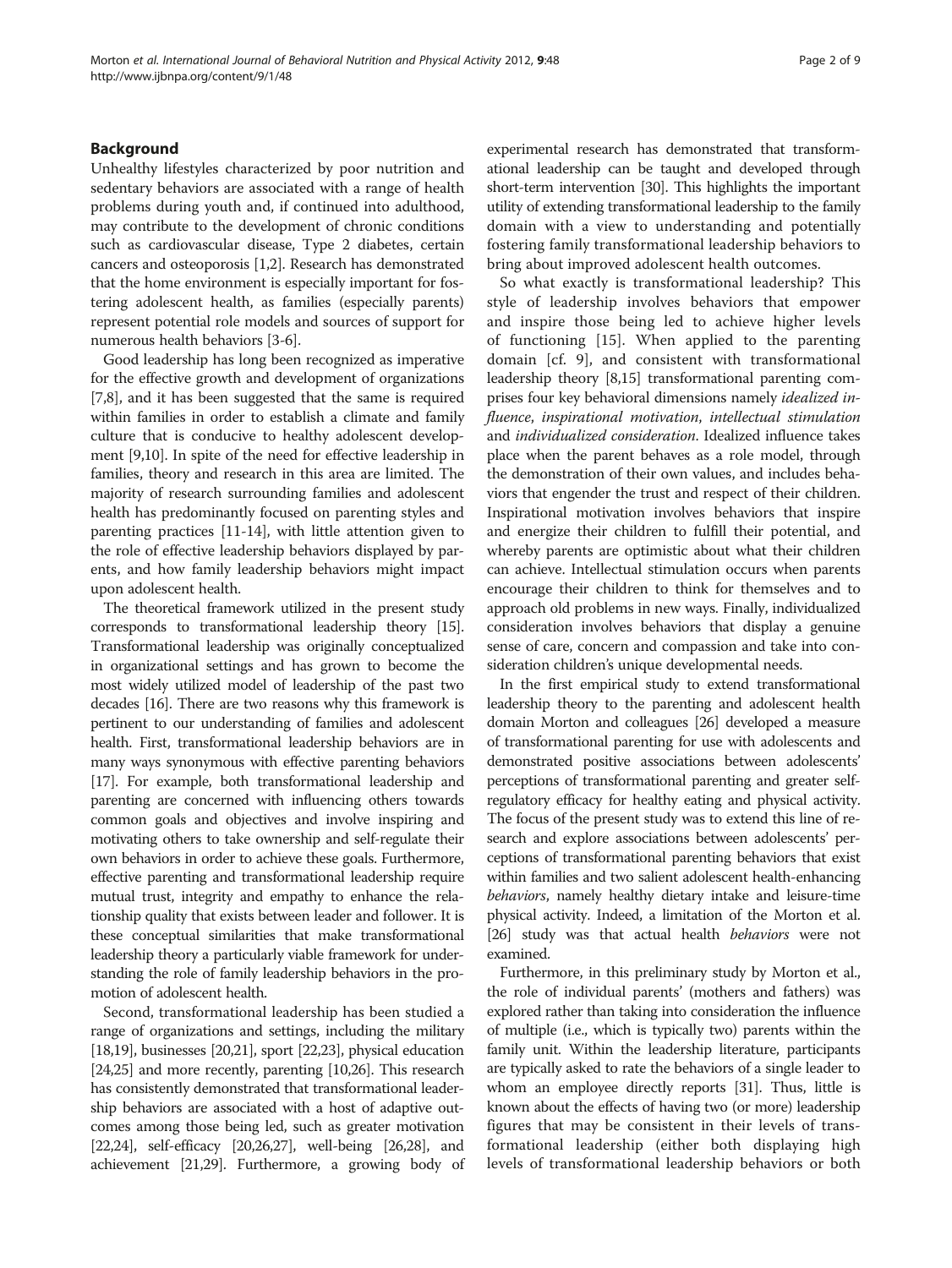## Background

Unhealthy lifestyles characterized by poor nutrition and sedentary behaviors are associated with a range of health problems during youth and, if continued into adulthood, may contribute to the development of chronic conditions such as cardiovascular disease, Type 2 diabetes, certain cancers and osteoporosis [1,2]. Research has demonstrated that the home environment is especially important for fostering adolescent health, as families (especially parents) represent potential role models and sources of support for numerous health behaviors [3-6].

Good leadership has long been recognized as imperative for the effective growth and development of organizations [7,8], and it has been suggested that the same is required within families in order to establish a climate and family culture that is conducive to healthy adolescent development [9,10]. In spite of the need for effective leadership in families, theory and research in this area are limited. The majority of research surrounding families and adolescent health has predominantly focused on parenting styles and parenting practices [11-14], with little attention given to the role of effective leadership behaviors displayed by parents, and how family leadership behaviors might impact upon adolescent health.

The theoretical framework utilized in the present study corresponds to transformational leadership theory [15]. Transformational leadership was originally conceptualized in organizational settings and has grown to become the most widely utilized model of leadership of the past two decades [16]. There are two reasons why this framework is pertinent to our understanding of families and adolescent health. First, transformational leadership behaviors are in many ways synonymous with effective parenting behaviors [17]. For example, both transformational leadership and parenting are concerned with influencing others towards common goals and objectives and involve inspiring and motivating others to take ownership and self-regulate their own behaviors in order to achieve these goals. Furthermore, effective parenting and transformational leadership require mutual trust, integrity and empathy to enhance the relationship quality that exists between leader and follower. It is these conceptual similarities that make transformational leadership theory a particularly viable framework for understanding the role of family leadership behaviors in the promotion of adolescent health.

Second, transformational leadership has been studied a range of organizations and settings, including the military [18,19], businesses [20,21], sport [22,23], physical education [24,25] and more recently, parenting [10,26]. This research has consistently demonstrated that transformational leadership behaviors are associated with a host of adaptive outcomes among those being led, such as greater motivation [22,24], self-efficacy [20,26,27], well-being [26,28], and achievement [21,29]. Furthermore, a growing body of experimental research has demonstrated that transformational leadership can be taught and developed through short-term intervention [30]. This highlights the important utility of extending transformational leadership to the family domain with a view to understanding and potentially fostering family transformational leadership behaviors to bring about improved adolescent health outcomes.

So what exactly is transformational leadership? This style of leadership involves behaviors that empower and inspire those being led to achieve higher levels of functioning [15]. When applied to the parenting domain [cf. 9], and consistent with transformational leadership theory [8,15] transformational parenting comprises four key behavioral dimensions namely *idealized influence*, *inspirational motivation*, *intellectual stimulation* and *individualized consideration*. Idealized influence takes place when the parent behaves as a role model, through the demonstration of their own values, and includes behaviors that engender the trust and respect of their children. Inspirational motivation involves behaviors that inspire and energize their children to fulfill their potential, and whereby parents are optimistic about what their children can achieve. Intellectual stimulation occurs when parents encourage their children to think for themselves and to approach old problems in new ways. Finally, individualized consideration involves behaviors that display a genuine sense of care, concern and compassion and take into consideration children's unique developmental needs.

In the first empirical study to extend transformational leadership theory to the parenting and adolescent health domain Morton and colleagues [26] developed a measure of transformational parenting for use with adolescents and demonstrated positive associations between adolescents' perceptions of transformational parenting and greater self-regulatory efficacy for healthy eating and physical activity. The focus of the present study was to extend this line of research and explore associations between adolescents' perceptions of transformational parenting behaviors that exist within families and two salient adolescent health-enhancing *behaviors*, namely healthy dietary intake and leisure-time physical activity. Indeed, a limitation of the Morton et al. [26] study was that actual health *behaviors* were not examined.

Furthermore, in this preliminary study by Morton et al., the role of individual parents' (mothers and fathers) was explored rather than taking into consideration the influence of multiple (i.e., which is typically two) parents within the family unit. Within the leadership literature, participants are typically asked to rate the behaviors of a single leader to whom an employee directly reports [31]. Thus, little is known about the effects of having two (or more) leadership figures that may be consistent in their levels of transformational leadership (either both displaying high levels of transformational leadership behaviors or both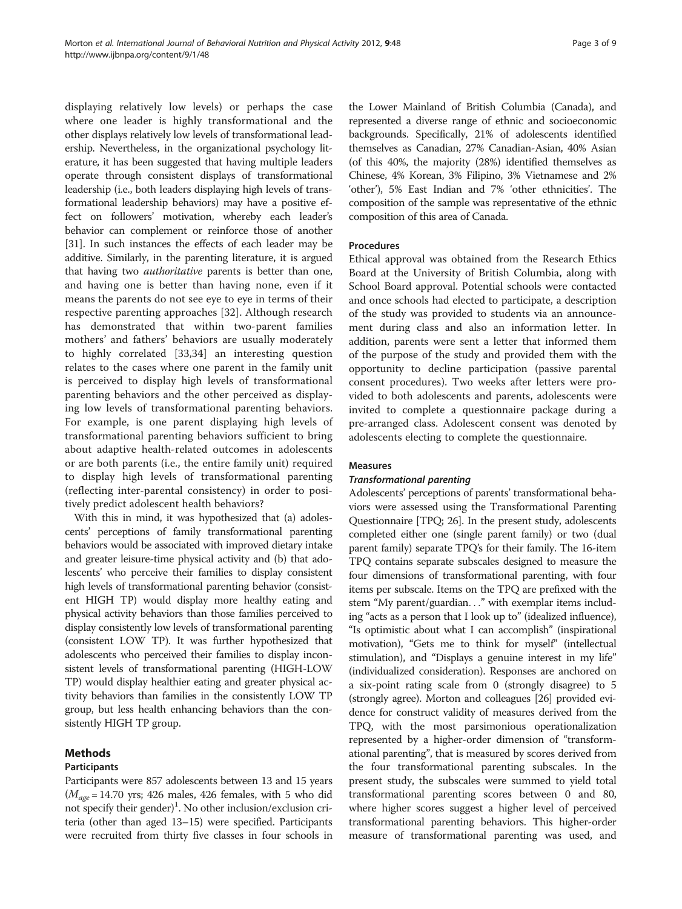displaying relatively low levels) or perhaps the case where one leader is highly transformational and the other displays relatively low levels of transformational leadership. Nevertheless, in the organizational psychology literature, it has been suggested that having multiple leaders operate through consistent displays of transformational leadership (i.e., both leaders displaying high levels of transformational leadership behaviors) may have a positive effect on followers' motivation, whereby each leader's behavior can complement or reinforce those of another [31]. In such instances the effects of each leader may be additive. Similarly, in the parenting literature, it is argued that having two *authoritative* parents is better than one, and having one is better than having none, even if it means the parents do not see eye to eye in terms of their respective parenting approaches [32]. Although research has demonstrated that within two-parent families mothers' and fathers' behaviors are usually moderately to highly correlated [33,34] an interesting question relates to the cases where one parent in the family unit is perceived to display high levels of transformational parenting behaviors and the other perceived as displaying low levels of transformational parenting behaviors. For example, is one parent displaying high levels of transformational parenting behaviors sufficient to bring about adaptive health-related outcomes in adolescents or are both parents (i.e., the entire family unit) required to display high levels of transformational parenting (reflecting inter-parental consistency) in order to positively predict adolescent health behaviors?

With this in mind, it was hypothesized that (a) adolescents' perceptions of family transformational parenting behaviors would be associated with improved dietary intake and greater leisure-time physical activity and (b) that adolescents' who perceive their families to display consistent high levels of transformational parenting behavior (consistent HIGH TP) would display more healthy eating and physical activity behaviors than those families perceived to display consistently low levels of transformational parenting (consistent LOW TP). It was further hypothesized that adolescents who perceived their families to display inconsistent levels of transformational parenting (HIGH-LOW TP) would display healthier eating and greater physical activity behaviors than families in the consistently LOW TP group, but less health enhancing behaviors than the consistently HIGH TP group.

## Methods

### Participants

Participants were 857 adolescents between 13 and 15 years ($M_{age}$ = 14.70 yrs; 426 males, 426 females, with 5 who did not specify their gender)[1]. No other inclusion/exclusion criteria (other than aged 13–15) were specified. Participants were recruited from thirty five classes in four schools in the Lower Mainland of British Columbia (Canada), and represented a diverse range of ethnic and socioeconomic backgrounds. Specifically, 21% of adolescents identified themselves as Canadian, 27% Canadian-Asian, 40% Asian (of this 40%, the majority (28%) identified themselves as Chinese, 4% Korean, 3% Filipino, 3% Vietnamese and 2% 'other'), 5% East Indian and 7% 'other ethnicities'. The composition of the sample was representative of the ethnic composition of this area of Canada.

### Procedures

Ethical approval was obtained from the Research Ethics Board at the University of British Columbia, along with School Board approval. Potential schools were contacted and once schools had elected to participate, a description of the study was provided to students via an announcement during class and also an information letter. In addition, parents were sent a letter that informed them of the purpose of the study and provided them with the opportunity to decline participation (passive parental consent procedures). Two weeks after letters were provided to both adolescents and parents, adolescents were invited to complete a questionnaire package during a pre-arranged class. Adolescent consent was denoted by adolescents electing to complete the questionnaire.

### Measures

#### *Transformational parenting*

Adolescents' perceptions of parents' transformational behaviors were assessed using the Transformational Parenting Questionnaire [TPQ; 26]. In the present study, adolescents completed either one (single parent family) or two (dual parent family) separate TPQ's for their family. The 16-item TPQ contains separate subscales designed to measure the four dimensions of transformational parenting, with four items per subscale. Items on the TPQ are prefixed with the stem "My parent/guardian…" with exemplar items including "acts as a person that I look up to" (idealized influence), "Is optimistic about what I can accomplish" (inspirational motivation), "Gets me to think for myself" (intellectual stimulation), and "Displays a genuine interest in my life" (individualized consideration). Responses are anchored on a six-point rating scale from 0 (strongly disagree) to 5 (strongly agree). Morton and colleagues [26] provided evidence for construct validity of measures derived from the TPQ, with the most parsimonious operationalization represented by a higher-order dimension of "transformational parenting", that is measured by scores derived from the four transformational parenting subscales. In the present study, the subscales were summed to yield total transformational parenting scores between 0 and 80, where higher scores suggest a higher level of perceived transformational parenting behaviors. This higher-order measure of transformational parenting was used, and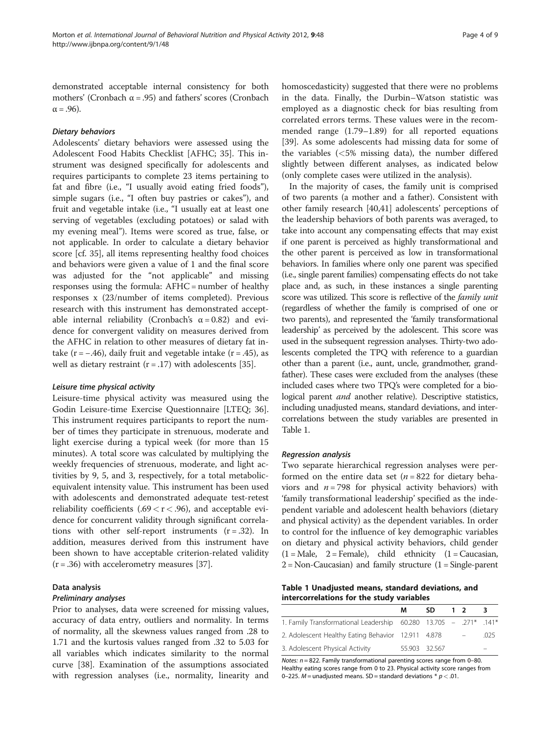demonstrated acceptable internal consistency for both mothers' (Cronbach α = .95) and fathers' scores (Cronbach α = .96).

#### *Dietary behaviors*

Adolescents' dietary behaviors were assessed using the Adolescent Food Habits Checklist [AFHC; 35]. This instrument was designed specifically for adolescents and requires participants to complete 23 items pertaining to fat and fibre (i.e., "I usually avoid eating fried foods"), simple sugars (i.e., "I often buy pastries or cakes"), and fruit and vegetable intake (i.e., "I usually eat at least one serving of vegetables (excluding potatoes) or salad with my evening meal"). Items were scored as true, false, or not applicable. In order to calculate a dietary behavior score [cf. 35], all items representing healthy food choices and behaviors were given a value of 1 and the final score was adjusted for the "not applicable" and missing responses using the formula: AFHC = number of healthy responses x (23/number of items completed). Previous research with this instrument has demonstrated acceptable internal reliability (Cronbach's α = 0.82) and evidence for convergent validity on measures derived from the AFHC in relation to other measures of dietary fat intake (r = −.46), daily fruit and vegetable intake (r = .45), as well as dietary restraint (r = .17) with adolescents [35].

#### *Leisure time physical activity*

Leisure-time physical activity was measured using the Godin Leisure-time Exercise Questionnaire [LTEQ; 36]. This instrument requires participants to report the number of times they participate in strenuous, moderate and light exercise during a typical week (for more than 15 minutes). A total score was calculated by multiplying the weekly frequencies of strenuous, moderate, and light activities by 9, 5, and 3, respectively, for a total metabolic-equivalent intensity value. This instrument has been used with adolescents and demonstrated adequate test-retest reliability coefficients (.69 < r < .96), and acceptable evidence for concurrent validity through significant correlations with other self-report instruments (r = .32). In addition, measures derived from this instrument have been shown to have acceptable criterion-related validity (r = .36) with accelerometry measures [37].

### Data analysis

#### *Preliminary analyses*

Prior to analyses, data were screened for missing values, accuracy of data entry, outliers and normality. In terms of normality, all the skewness values ranged from .28 to 1.71 and the kurtosis values ranged from .32 to 5.03 for all variables which indicates similarity to the normal curve [38]. Examination of the assumptions associated with regression analyses (i.e., normality, linearity and homoscedasticity) suggested that there were no problems in the data. Finally, the Durbin–Watson statistic was employed as a diagnostic check for bias resulting from correlated errors terms. These values were in the recommended range (1.79–1.89) for all reported equations [39]. As some adolescents had missing data for some of the variables (<5% missing data), the number differed slightly between different analyses, as indicated below (only complete cases were utilized in the analysis).

In the majority of cases, the family unit is comprised of two parents (a mother and a father). Consistent with other family research [40,41] adolescents' perceptions of the leadership behaviors of both parents was averaged, to take into account any compensating effects that may exist if one parent is perceived as highly transformational and the other parent is perceived as low in transformational behaviors. In families where only one parent was specified (i.e., single parent families) compensating effects do not take place and, as such, in these instances a single parenting score was utilized. This score is reflective of the *family unit* (regardless of whether the family is comprised of one or two parents), and represented the 'family transformational leadership' as perceived by the adolescent. This score was used in the subsequent regression analyses. Thirty-two adolescents completed the TPQ with reference to a guardian other than a parent (i.e., aunt, uncle, grandmother, grandfather). These cases were excluded from the analyses (these included cases where two TPQ's were completed for a biological parent *and* another relative). Descriptive statistics, including unadjusted means, standard deviations, and intercorrelations between the study variables are presented in Table 1.

#### *Regression analysis*

Two separate hierarchical regression analyses were performed on the entire data set ($n = 822$ for dietary behaviors and $n = 798$ for physical activity behaviors) with 'family transformational leadership' specified as the independent variable and adolescent health behaviors (dietary and physical activity) as the dependent variables. In order to control for the influence of key demographic variables on dietary and physical activity behaviors, child gender (1 = Male, 2 = Female), child ethnicity (1 = Caucasian, 2 = Non-Caucasian) and family structure (1 = Single-parent

**Table 1 Unadjusted means, standard deviations, and intercorrelations for the study variables**

| | M | SD | 1 | 2 | 3 |
|---|---|---|---|---|---|
| 1. Family Transformational Leadership | 60.280 | 13.705 | – | .271* | .141* |
| 2. Adolescent Healthy Eating Behavior | 12.911 | 4.878 | | – | .025 |
| 3. Adolescent Physical Activity | 55.903 | 32.567 | | | – |

*Notes:* $n = 822$. Family transformational parenting scores range from 0–80. Healthy eating scores range from 0 to 23. Physical activity score ranges from 0–225. *M* = unadjusted means. SD = standard deviations * $p < .01$.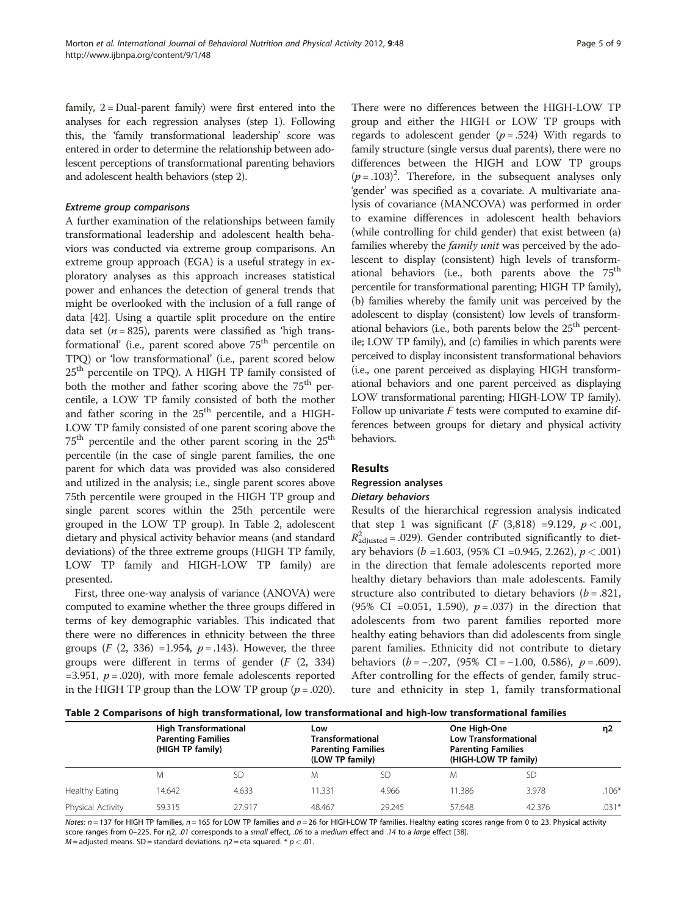family, 2 = Dual-parent family) were first entered into the analyses for each regression analyses (step 1). Following this, the 'family transformational leadership' score was entered in order to determine the relationship between adolescent perceptions of transformational parenting behaviors and adolescent health behaviors (step 2).

#### *Extreme group comparisons*

A further examination of the relationships between family transformational leadership and adolescent health behaviors was conducted via extreme group comparisons. An extreme group approach (EGA) is a useful strategy in exploratory analyses as this approach increases statistical power and enhances the detection of general trends that might be overlooked with the inclusion of a full range of data [42]. Using a quartile split procedure on the entire data set ($n = 825$), parents were classified as 'high transformational' (i.e., parent scored above 75[th] percentile on TPQ) or 'low transformational' (i.e., parent scored below 25[th] percentile on TPQ). A HIGH TP family consisted of both the mother and father scoring above the 75[th] percentile, a LOW TP family consisted of both the mother and father scoring in the 25[th] percentile, and a HIGH-LOW TP family consisted of one parent scoring above the 75[th] percentile and the other parent scoring in the 25[th] percentile (in the case of single parent families, the one parent for which data was provided was also considered and utilized in the analysis; i.e., single parent scores above 75th percentile were grouped in the HIGH TP group and single parent scores within the 25th percentile were grouped in the LOW TP group). In Table 2, adolescent dietary and physical activity behavior means (and standard deviations) of the three extreme groups (HIGH TP family, LOW TP family and HIGH-LOW TP family) are presented.

First, three one-way analysis of variance (ANOVA) were computed to examine whether the three groups differed in terms of key demographic variables. This indicated that there were no differences in ethnicity between the three groups ($F$ (2, 336) =1.954, $p = .143$). However, the three groups were different in terms of gender ($F$ (2, 334) =3.951, $p = .020$), with more female adolescents reported in the HIGH TP group than the LOW TP group ($p = .020$). There were no differences between the HIGH-LOW TP group and either the HIGH or LOW TP groups with regards to adolescent gender ($p = .524$) With regards to family structure (single versus dual parents), there were no differences between the HIGH and LOW TP groups ($p = .103$)[2]. Therefore, in the subsequent analyses only 'gender' was specified as a covariate. A multivariate analysis of covariance (MANCOVA) was performed in order to examine differences in adolescent health behaviors (while controlling for child gender) that exist between (a) families whereby the *family unit* was perceived by the adolescent to display (consistent) high levels of transformational behaviors (i.e., both parents above the 75[th] percentile for transformational parenting; HIGH TP family), (b) families whereby the family unit was perceived by the adolescent to display (consistent) low levels of transformational behaviors (i.e., both parents below the 25[th] percentile; LOW TP family), and (c) families in which parents were perceived to display inconsistent transformational behaviors (i.e., one parent perceived as displaying HIGH transformational behaviors and one parent perceived as displaying LOW transformational parenting; HIGH-LOW TP family). Follow up univariate $F$ tests were computed to examine differences between groups for dietary and physical activity behaviors.

## Results

### Regression analyses

#### *Dietary behaviors*

Results of the hierarchical regression analysis indicated that step 1 was significant ($F$ (3,818) =9.129, $p < .001$, $R^2_{\text{adjusted}} = .029$). Gender contributed significantly to dietary behaviors ($b$ =1.603, (95% CI =0.945, 2.262), $p < .001$) in the direction that female adolescents reported more healthy dietary behaviors than male adolescents. Family structure also contributed to dietary behaviors ($b = .821$, (95% CI =0.051, 1.590), $p = .037$) in the direction that adolescents from two parent families reported more healthy eating behaviors than did adolescents from single parent families. Ethnicity did not contribute to dietary behaviors ($b = -.207$, (95% CI = −1.00, 0.586), $p = .609$). After controlling for the effects of gender, family structure and ethnicity in step 1, family transformational

**Table 2 Comparisons of high transformational, low transformational and high-low transformational families**

| | High Transformational Parenting Families (HIGH TP family) | | Low Transformational Parenting Families (LOW TP family) | | One High-One Low Transformational Parenting Families (HIGH-LOW TP family) | | η2 |
|---|---|---|---|---|---|---|---|
| | M | SD | M | SD | M | SD | |
| Healthy Eating | 14.642 | 4.633 | 11.331 | 4.966 | 11.386 | 3.978 | .106* |
| Physical Activity | 59.315 | 27.917 | 48.467 | 29.245 | 57.648 | 42.376 | .031* |

*Notes:* $n = 137$ for HIGH TP families, $n = 165$ for LOW TP families and $n = 26$ for HIGH-LOW TP families. Healthy eating scores range from 0 to 23. Physical activity score ranges from 0–225. For η2, *.01* corresponds to a *small* effect, *.06* to a *medium* effect and *.14* to a *large* effect [38].
$M$ = adjusted means. SD = standard deviations. η2 = eta squared. * $p < .01$.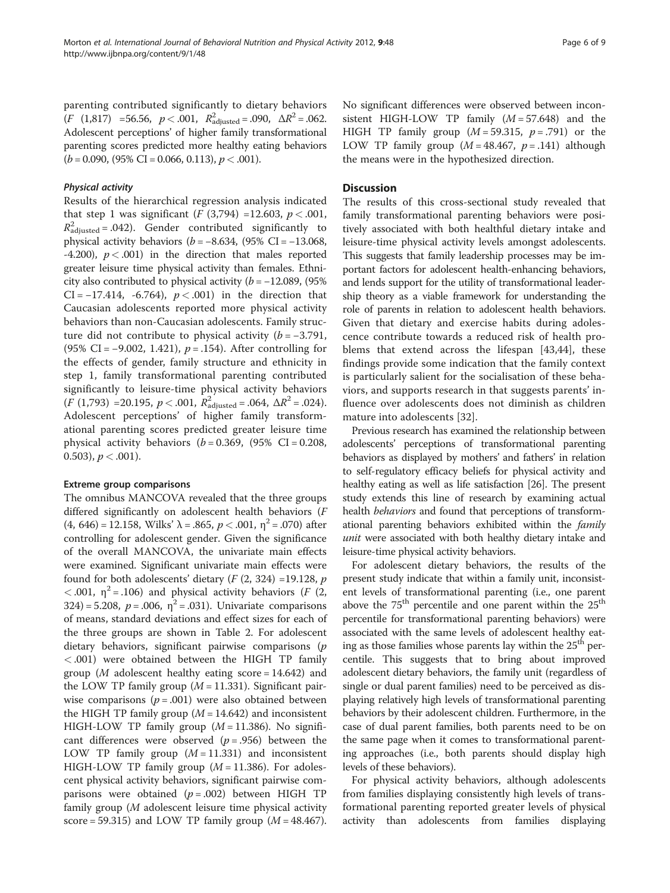parenting contributed significantly to dietary behaviors ($F$ (1,817) =56.56, $p < .001$, $R^2_{\text{adjusted}} = .090$, $\Delta R^2 = .062$. Adolescent perceptions' of higher family transformational parenting scores predicted more healthy eating behaviors ($b = 0.090$, (95% CI = 0.066, 0.113), $p < .001$).

#### *Physical activity*

Results of the hierarchical regression analysis indicated that step 1 was significant ($F$ (3,794) =12.603, $p < .001$, $R^2_{\text{adjusted}} = .042$). Gender contributed significantly to physical activity behaviors ($b = -8.634$, (95% CI = −13.068, -4.200), $p < .001$) in the direction that males reported greater leisure time physical activity than females. Ethnicity also contributed to physical activity ($b = -12.089$, (95% CI = −17.414, -6.764), $p < .001$) in the direction that Caucasian adolescents reported more physical activity behaviors than non-Caucasian adolescents. Family structure did not contribute to physical activity ($b = -3.791$, (95% CI = −9.002, 1.421), $p = .154$). After controlling for the effects of gender, family structure and ethnicity in step 1, family transformational parenting contributed significantly to leisure-time physical activity behaviors ($F$ (1,793) =20.195, $p < .001$, $R^2_{\text{adjusted}} = .064$, $\Delta R^2 = .024$). Adolescent perceptions' of higher family transformational parenting scores predicted greater leisure time physical activity behaviors ($b = 0.369$, (95% CI = 0.208, 0.503), $p < .001$).

### Extreme group comparisons

The omnibus MANCOVA revealed that the three groups differed significantly on adolescent health behaviors ($F$ (4, 646) = 12.158, Wilks' $\lambda = .865$, $p < .001$, $\eta^2 = .070$) after controlling for adolescent gender. Given the significance of the overall MANCOVA, the univariate main effects were examined. Significant univariate main effects were found for both adolescents' dietary ($F$ (2, 324) =19.128, $p < .001$, $\eta^2 = .106$) and physical activity behaviors ($F$ (2, 324) = 5.208, $p = .006$, $\eta^2 = .031$). Univariate comparisons of means, standard deviations and effect sizes for each of the three groups are shown in Table 2. For adolescent dietary behaviors, significant pairwise comparisons ($p < .001$) were obtained between the HIGH TP family group ($M$ adolescent healthy eating score = 14.642) and the LOW TP family group ($M = 11.331$). Significant pairwise comparisons ($p = .001$) were also obtained between the HIGH TP family group ($M = 14.642$) and inconsistent HIGH-LOW TP family group ($M = 11.386$). No significant differences were observed ($p = .956$) between the LOW TP family group ($M = 11.331$) and inconsistent HIGH-LOW TP family group ($M = 11.386$). For adolescent physical activity behaviors, significant pairwise comparisons were obtained ($p = .002$) between HIGH TP family group ($M$ adolescent leisure time physical activity score = 59.315) and LOW TP family group ($M = 48.467$). No significant differences were observed between inconsistent HIGH-LOW TP family ($M = 57.648$) and the HIGH TP family group ($M = 59.315$, $p = .791$) or the LOW TP family group ($M = 48.467$, $p = .141$) although the means were in the hypothesized direction.

## Discussion

The results of this cross-sectional study revealed that family transformational parenting behaviors were positively associated with both healthful dietary intake and leisure-time physical activity levels amongst adolescents. This suggests that family leadership processes may be important factors for adolescent health-enhancing behaviors, and lends support for the utility of transformational leadership theory as a viable framework for understanding the role of parents in relation to adolescent health behaviors. Given that dietary and exercise habits during adolescence contribute towards a reduced risk of health problems that extend across the lifespan [43,44], these findings provide some indication that the family context is particularly salient for the socialisation of these behaviors, and supports research in that suggests parents' influence over adolescents does not diminish as children mature into adolescents [32].

Previous research has examined the relationship between adolescents' perceptions of transformational parenting behaviors as displayed by mothers' and fathers' in relation to self-regulatory efficacy beliefs for physical activity and healthy eating as well as life satisfaction [26]. The present study extends this line of research by examining actual health *behaviors* and found that perceptions of transformational parenting behaviors exhibited within the *family unit* were associated with both healthy dietary intake and leisure-time physical activity behaviors.

For adolescent dietary behaviors, the results of the present study indicate that within a family unit, inconsistent levels of transformational parenting (i.e., one parent above the 75th percentile and one parent within the 25th percentile for transformational parenting behaviors) were associated with the same levels of adolescent healthy eating as those families whose parents lay within the 25th percentile. This suggests that to bring about improved adolescent dietary behaviors, the family unit (regardless of single or dual parent families) need to be perceived as displaying relatively high levels of transformational parenting behaviors by their adolescent children. Furthermore, in the case of dual parent families, both parents need to be on the same page when it comes to transformational parenting approaches (i.e., both parents should display high levels of these behaviors).

For physical activity behaviors, although adolescents from families displaying consistently high levels of transformational parenting reported greater levels of physical activity than adolescents from families displaying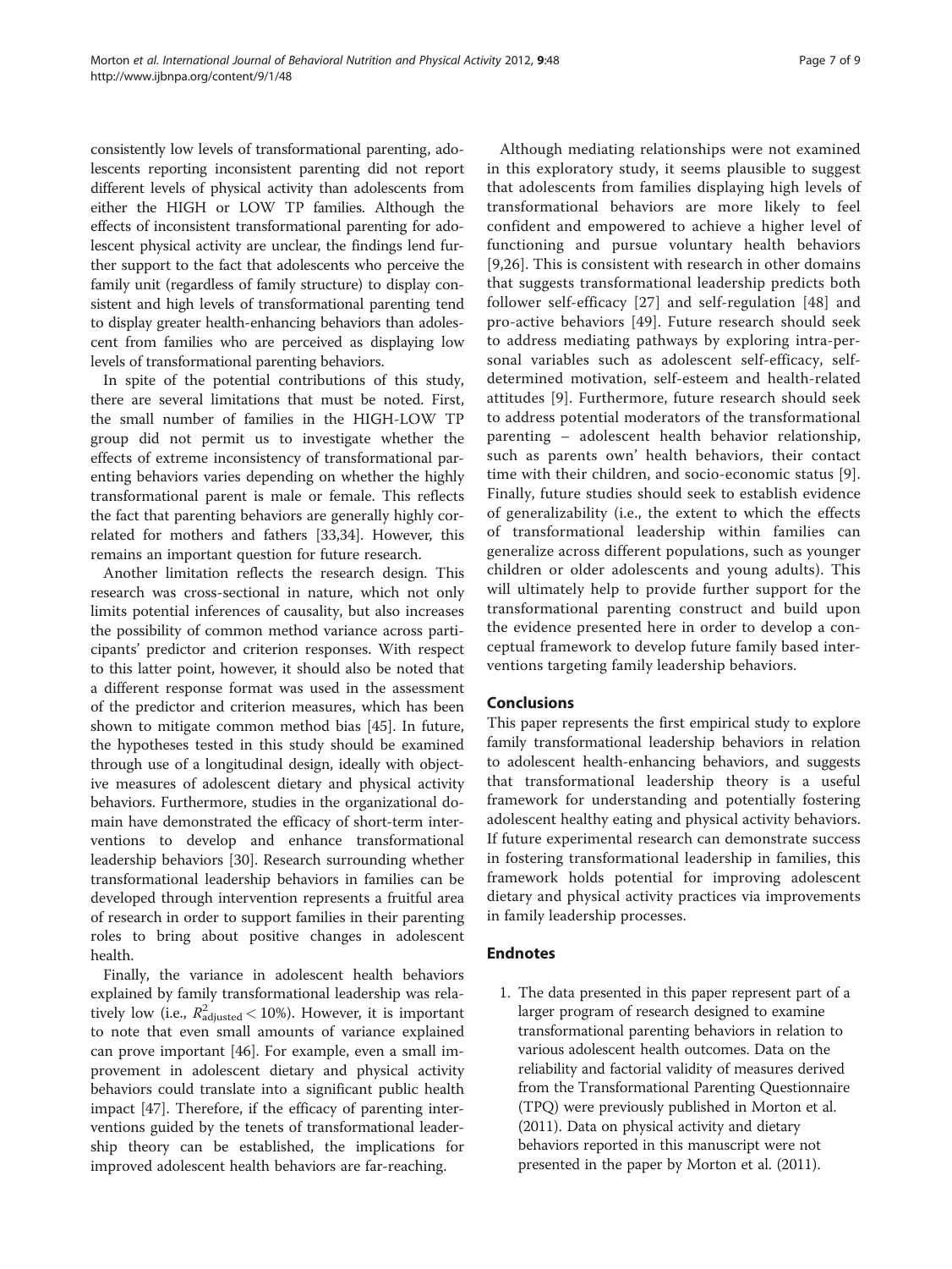consistently low levels of transformational parenting, adolescents reporting inconsistent parenting did not report different levels of physical activity than adolescents from either the HIGH or LOW TP families. Although the effects of inconsistent transformational parenting for adolescent physical activity are unclear, the findings lend further support to the fact that adolescents who perceive the family unit (regardless of family structure) to display consistent and high levels of transformational parenting tend to display greater health-enhancing behaviors than adolescent from families who are perceived as displaying low levels of transformational parenting behaviors.

In spite of the potential contributions of this study, there are several limitations that must be noted. First, the small number of families in the HIGH-LOW TP group did not permit us to investigate whether the effects of extreme inconsistency of transformational parenting behaviors varies depending on whether the highly transformational parent is male or female. This reflects the fact that parenting behaviors are generally highly correlated for mothers and fathers [33,34]. However, this remains an important question for future research.

Another limitation reflects the research design. This research was cross-sectional in nature, which not only limits potential inferences of causality, but also increases the possibility of common method variance across participants' predictor and criterion responses. With respect to this latter point, however, it should also be noted that a different response format was used in the assessment of the predictor and criterion measures, which has been shown to mitigate common method bias [45]. In future, the hypotheses tested in this study should be examined through use of a longitudinal design, ideally with objective measures of adolescent dietary and physical activity behaviors. Furthermore, studies in the organizational domain have demonstrated the efficacy of short-term interventions to develop and enhance transformational leadership behaviors [30]. Research surrounding whether transformational leadership behaviors in families can be developed through intervention represents a fruitful area of research in order to support families in their parenting roles to bring about positive changes in adolescent health.

Finally, the variance in adolescent health behaviors explained by family transformational leadership was relatively low (i.e., $R^2_{\text{adjusted}} < 10\%$). However, it is important to note that even small amounts of variance explained can prove important [46]. For example, even a small improvement in adolescent dietary and physical activity behaviors could translate into a significant public health impact [47]. Therefore, if the efficacy of parenting interventions guided by the tenets of transformational leadership theory can be established, the implications for improved adolescent health behaviors are far-reaching.

Although mediating relationships were not examined in this exploratory study, it seems plausible to suggest that adolescents from families displaying high levels of transformational behaviors are more likely to feel confident and empowered to achieve a higher level of functioning and pursue voluntary health behaviors [9,26]. This is consistent with research in other domains that suggests transformational leadership predicts both follower self-efficacy [27] and self-regulation [48] and pro-active behaviors [49]. Future research should seek to address mediating pathways by exploring intra-personal variables such as adolescent self-efficacy, self-determined motivation, self-esteem and health-related attitudes [9]. Furthermore, future research should seek to address potential moderators of the transformational parenting – adolescent health behavior relationship, such as parents own' health behaviors, their contact time with their children, and socio-economic status [9]. Finally, future studies should seek to establish evidence of generalizability (i.e., the extent to which the effects of transformational leadership within families can generalize across different populations, such as younger children or older adolescents and young adults). This will ultimately help to provide further support for the transformational parenting construct and build upon the evidence presented here in order to develop a conceptual framework to develop future family based interventions targeting family leadership behaviors.

## Conclusions

This paper represents the first empirical study to explore family transformational leadership behaviors in relation to adolescent health-enhancing behaviors, and suggests that transformational leadership theory is a useful framework for understanding and potentially fostering adolescent healthy eating and physical activity behaviors. If future experimental research can demonstrate success in fostering transformational leadership in families, this framework holds potential for improving adolescent dietary and physical activity practices via improvements in family leadership processes.

## Endnotes

1. The data presented in this paper represent part of a larger program of research designed to examine transformational parenting behaviors in relation to various adolescent health outcomes. Data on the reliability and factorial validity of measures derived from the Transformational Parenting Questionnaire (TPQ) were previously published in Morton et al. (2011). Data on physical activity and dietary behaviors reported in this manuscript were not presented in the paper by Morton et al. (2011).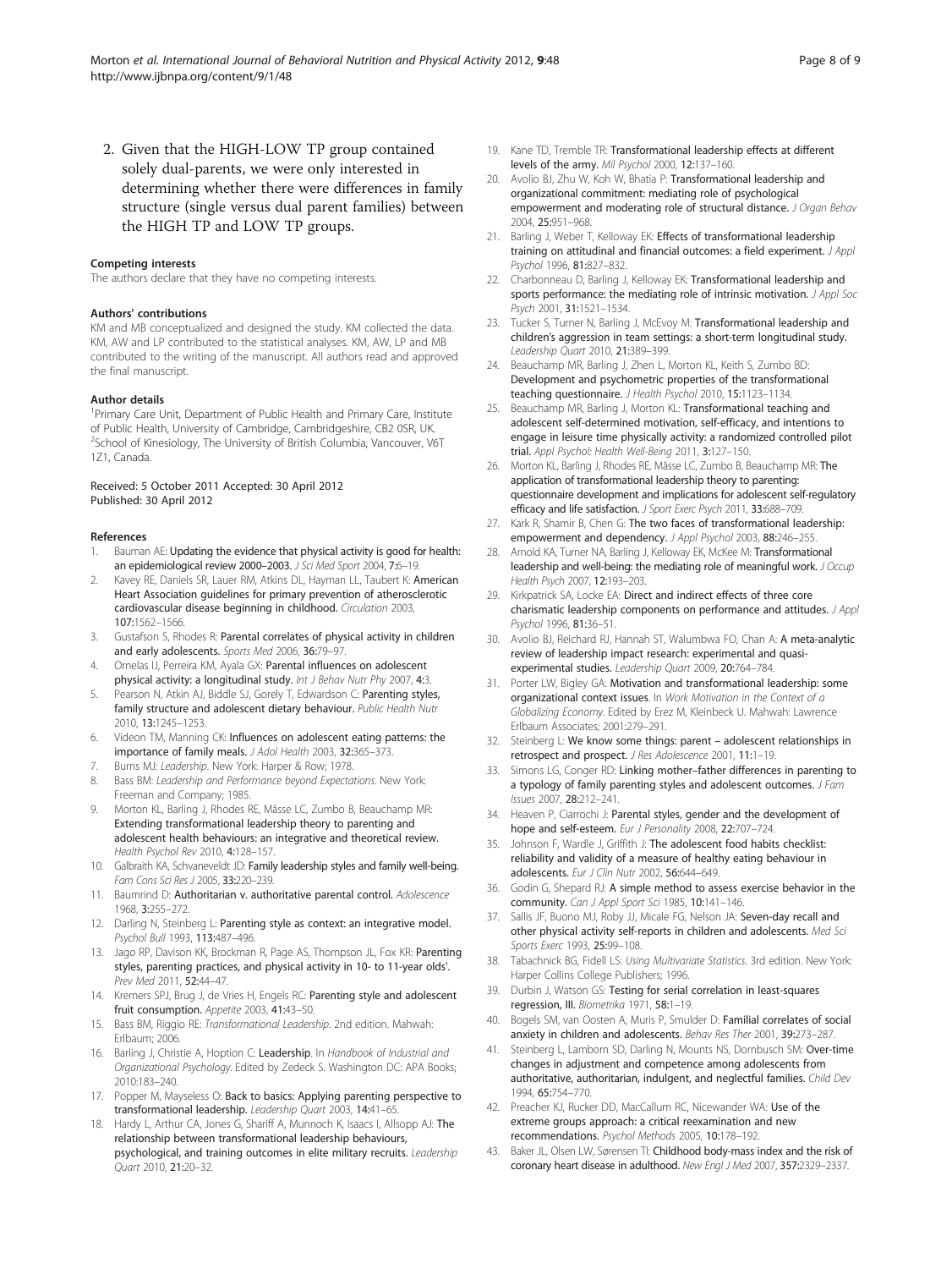2. Given that the HIGH-LOW TP group contained solely dual-parents, we were only interested in determining whether there were differences in family structure (single versus dual parent families) between the HIGH TP and LOW TP groups.

#### Competing interests

The authors declare that they have no competing interests.

#### Authors' contributions

KM and MB conceptualized and designed the study. KM collected the data. KM, AW and LP contributed to the statistical analyses. KM, AW, LP and MB contributed to the writing of the manuscript. All authors read and approved the final manuscript.

#### Author details

[1]Primary Care Unit, Department of Public Health and Primary Care, Institute of Public Health, University of Cambridge, Cambridgeshire, CB2 0SR, UK. [2]School of Kinesiology, The University of British Columbia, Vancouver, V6T 1Z1, Canada.

Received: 5 October 2011 Accepted: 30 April 2012
Published: 30 April 2012

#### References

1. Bauman AE: **Updating the evidence that physical activity is good for health: an epidemiological review 2000–2003.** *J Sci Med Sport* 2004, **7:**6–19.
2. Kavey RE, Daniels SR, Lauer RM, Atkins DL, Hayman LL, Taubert K: **American Heart Association guidelines for primary prevention of atherosclerotic cardiovascular disease beginning in childhood.** *Circulation* 2003, **107:**1562–1566.
3. Gustafson S, Rhodes R: **Parental correlates of physical activity in children and early adolescents.** *Sports Med* 2006, **36:**79–97.
4. Ornelas IJ, Perreira KM, Ayala GX: **Parental influences on adolescent physical activity: a longitudinal study.** *Int J Behav Nutr Phy* 2007, **4:**3.
5. Pearson N, Atkin AJ, Biddle SJ, Gorely T, Edwardson C: **Parenting styles, family structure and adolescent dietary behaviour.** *Public Health Nutr* 2010, **13:**1245–1253.
6. Videon TM, Manning CK: **Influences on adolescent eating patterns: the importance of family meals.** *J Adol Health* 2003, **32:**365–373.
7. Burns MJ: *Leadership*. New York: Harper & Row; 1978.
8. Bass BM: *Leadership and Performance beyond Expectations*. New York: Freeman and Company; 1985.
9. Morton KL, Barling J, Rhodes RE, Mâsse LC, Zumbo B, Beauchamp MR: **Extending transformational leadership theory to parenting and adolescent health behaviours: an integrative and theoretical review.** *Health Psychol Rev* 2010, **4:**128–157.
10. Galbraith KA, Schvaneveldt JD: **Family leadership styles and family well-being.** *Fam Cons Sci Res J* 2005, **33:**220–239.
11. Baumrind D: **Authoritarian v. authoritative parental control.** *Adolescence* 1968, **3:**255–272.
12. Darling N, Steinberg L: **Parenting style as context: an integrative model.** *Psychol Bull* 1993, **113:**487–496.
13. Jago RP, Davison KK, Brockman R, Page AS, Thompson JL, Fox KR: **Parenting styles, parenting practices, and physical activity in 10- to 11-year olds'.** *Prev Med* 2011, **52:**44–47.
14. Kremers SPJ, Brug J, de Vries H, Engels RC: **Parenting style and adolescent fruit consumption.** *Appetite* 2003, **41:**43–50.
15. Bass BM, Riggio RE: *Transformational Leadership*. 2nd edition. Mahwah: Erlbaum; 2006.
16. Barling J, Christie A, Hoption C: **Leadership.** In *Handbook of Industrial and Organizational Psychology*. Edited by Zedeck S. Washington DC: APA Books; 2010:183–240.
17. Popper M, Mayseless O: **Back to basics: Applying parenting perspective to transformational leadership.** *Leadership Quart* 2003, **14:**41–65.
18. Hardy L, Arthur CA, Jones G, Shariff A, Munnoch K, Isaacs I, Allsopp AJ: **The relationship between transformational leadership behaviours, psychological, and training outcomes in elite military recruits.** *Leadership Quart* 2010, **21:**20–32.
19. Kane TD, Tremble TR: **Transformational leadership effects at different levels of the army.** *Mil Psychol* 2000, **12:**137–160.
20. Avolio BJ, Zhu W, Koh W, Bhatia P: **Transformational leadership and organizational commitment: mediating role of psychological empowerment and moderating role of structural distance.** *J Organ Behav* 2004, **25:**951–968.
21. Barling J, Weber T, Kelloway EK: **Effects of transformational leadership training on attitudinal and financial outcomes: a field experiment.** *J Appl Psychol* 1996, **81:**827–832.
22. Charbonneau D, Barling J, Kelloway EK: **Transformational leadership and sports performance: the mediating role of intrinsic motivation.** *J Appl Soc Psych* 2001, **31:**1521–1534.
23. Tucker S, Turner N, Barling J, McEvoy M: **Transformational leadership and children's aggression in team settings: a short-term longitudinal study.** *Leadership Quart* 2010, **21:**389–399.
24. Beauchamp MR, Barling J, Zhen L, Morton KL, Keith S, Zumbo BD: **Development and psychometric properties of the transformational teaching questionnaire.** *J Health Psychol* 2010, **15:**1123–1134.
25. Beauchamp MR, Barling J, Morton KL: **Transformational teaching and adolescent self-determined motivation, self-efficacy, and intentions to engage in leisure time physically activity: a randomized controlled pilot trial.** *Appl Psychol: Health Well-Being* 2011, **3:**127–150.
26. Morton KL, Barling J, Rhodes RE, Mâsse LC, Zumbo B, Beauchamp MR: **The application of transformational leadership theory to parenting: questionnaire development and implications for adolescent self-regulatory efficacy and life satisfaction.** *J Sport Exerc Psych* 2011, **33:**688–709.
27. Kark R, Shamir B, Chen G: **The two faces of transformational leadership: empowerment and dependency.** *J Appl Psychol* 2003, **88:**246–255.
28. Arnold KA, Turner NA, Barling J, Kelloway EK, McKee M: **Transformational leadership and well-being: the mediating role of meaningful work.** *J Occup Health Psych* 2007, **12:**193–203.
29. Kirkpatrick SA, Locke EA: **Direct and indirect effects of three core charismatic leadership components on performance and attitudes.** *J Appl Psychol* 1996, **81:**36–51.
30. Avolio BJ, Reichard RJ, Hannah ST, Walumbwa FO, Chan A: **A meta-analytic review of leadership impact research: experimental and quasi-experimental studies.** *Leadership Quart* 2009, **20:**764–784.
31. Porter LW, Bigley GA: **Motivation and transformational leadership: some organizational context issues.** In *Work Motivation in the Context of a Globalizing Economy*. Edited by Erez M, Kleinbeck U. Mahwah: Lawrence Erlbaum Associates; 2001:279–291.
32. Steinberg L: **We know some things: parent – adolescent relationships in retrospect and prospect.** *J Res Adolescence* 2001, **11:**1–19.
33. Simons LG, Conger RD: **Linking mother–father differences in parenting to a typology of family parenting styles and adolescent outcomes.** *J Fam Issues* 2007, **28:**212–241.
34. Heaven P, Ciarrochi J: **Parental styles, gender and the development of hope and self-esteem.** *Eur J Personality* 2008, **22:**707–724.
35. Johnson F, Wardle J, Griffith J: **The adolescent food habits checklist: reliability and validity of a measure of healthy eating behaviour in adolescents.** *Eur J Clin Nutr* 2002, **56:**644–649.
36. Godin G, Shepard RJ: **A simple method to assess exercise behavior in the community.** *Can J Appl Sport Sci* 1985, **10:**141–146.
37. Sallis JF, Buono MJ, Roby JJ, Micale FG, Nelson JA: **Seven-day recall and other physical activity self-reports in children and adolescents.** *Med Sci Sports Exerc* 1993, **25:**99–108.
38. Tabachnick BG, Fidell LS: *Using Multivariate Statistics*. 3rd edition. New York: Harper Collins College Publishers; 1996.
39. Durbin J, Watson GS: **Testing for serial correlation in least-squares regression, III.** *Biometrika* 1971, **58:**1–19.
40. Bogels SM, van Oosten A, Muris P, Smulder D: **Familial correlates of social anxiety in children and adolescents.** *Behav Res Ther* 2001, **39:**273–287.
41. Steinberg L, Lamborn SD, Darling N, Mounts NS, Dornbusch SM: **Over-time changes in adjustment and competence among adolescents from authoritative, authoritarian, indulgent, and neglectful families.** *Child Dev* 1994, **65:**754–770.
42. Preacher KJ, Rucker DD, MacCallum RC, Nicewander WA: **Use of the extreme groups approach: a critical reexamination and new recommendations.** *Psychol Methods* 2005, **10:**178–192.
43. Baker JL, Olsen LW, Sørensen TI: **Childhood body-mass index and the risk of coronary heart disease in adulthood.** *New Engl J Med* 2007, **357:**2329–2337.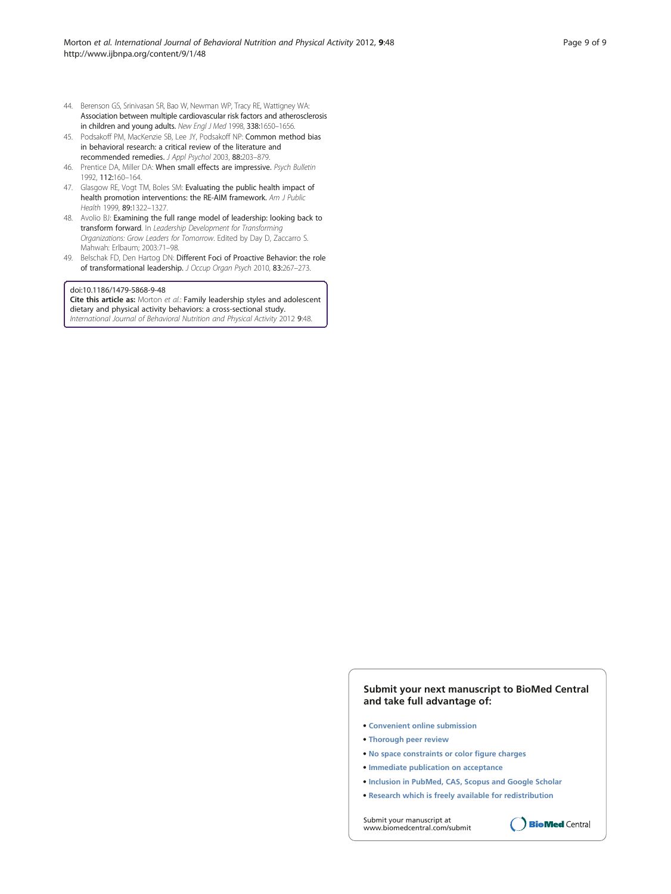44. Berenson GS, Srinivasan SR, Bao W, Newman WP, Tracy RE, Wattigney WA: **Association between multiple cardiovascular risk factors and atherosclerosis in children and young adults.** *New Engl J Med* 1998, **338:**1650–1656.
45. Podsakoff PM, MacKenzie SB, Lee JY, Podsakoff NP: **Common method bias in behavioral research: a critical review of the literature and recommended remedies.** *J Appl Psychol* 2003, **88:**203–879.
46. Prentice DA, Miller DA: **When small effects are impressive.** *Psych Bulletin* 1992, **112:**160–164.
47. Glasgow RE, Vogt TM, Boles SM: **Evaluating the public health impact of health promotion interventions: the RE-AIM framework.** *Am J Public Health* 1999, **89:**1322–1327.
48. Avolio BJ: **Examining the full range model of leadership: looking back to transform forward.** In *Leadership Development for Transforming Organizations: Grow Leaders for Tomorrow*. Edited by Day D, Zaccarro S. Mahwah: Erlbaum; 2003:71–98.
49. Belschak FD, Den Hartog DN: **Different Foci of Proactive Behavior: the role of transformational leadership.** *J Occup Organ Psych* 2010, **83:**267–273.

doi:10.1186/1479-5868-9-48
**Cite this article as:** Morton *et al.*: Family leadership styles and adolescent dietary and physical activity behaviors: a cross-sectional study. *International Journal of Behavioral Nutrition and Physical Activity* 2012 **9**:48.

**Submit your next manuscript to BioMed Central and take full advantage of:**

- **Convenient online submission**
- **Thorough peer review**
- **No space constraints or color figure charges**
- **Immediate publication on acceptance**
- **Inclusion in PubMed, CAS, Scopus and Google Scholar**
- **Research which is freely available for redistribution**

Submit your manuscript at
www.biomedcentral.com/submit

BioMed Central